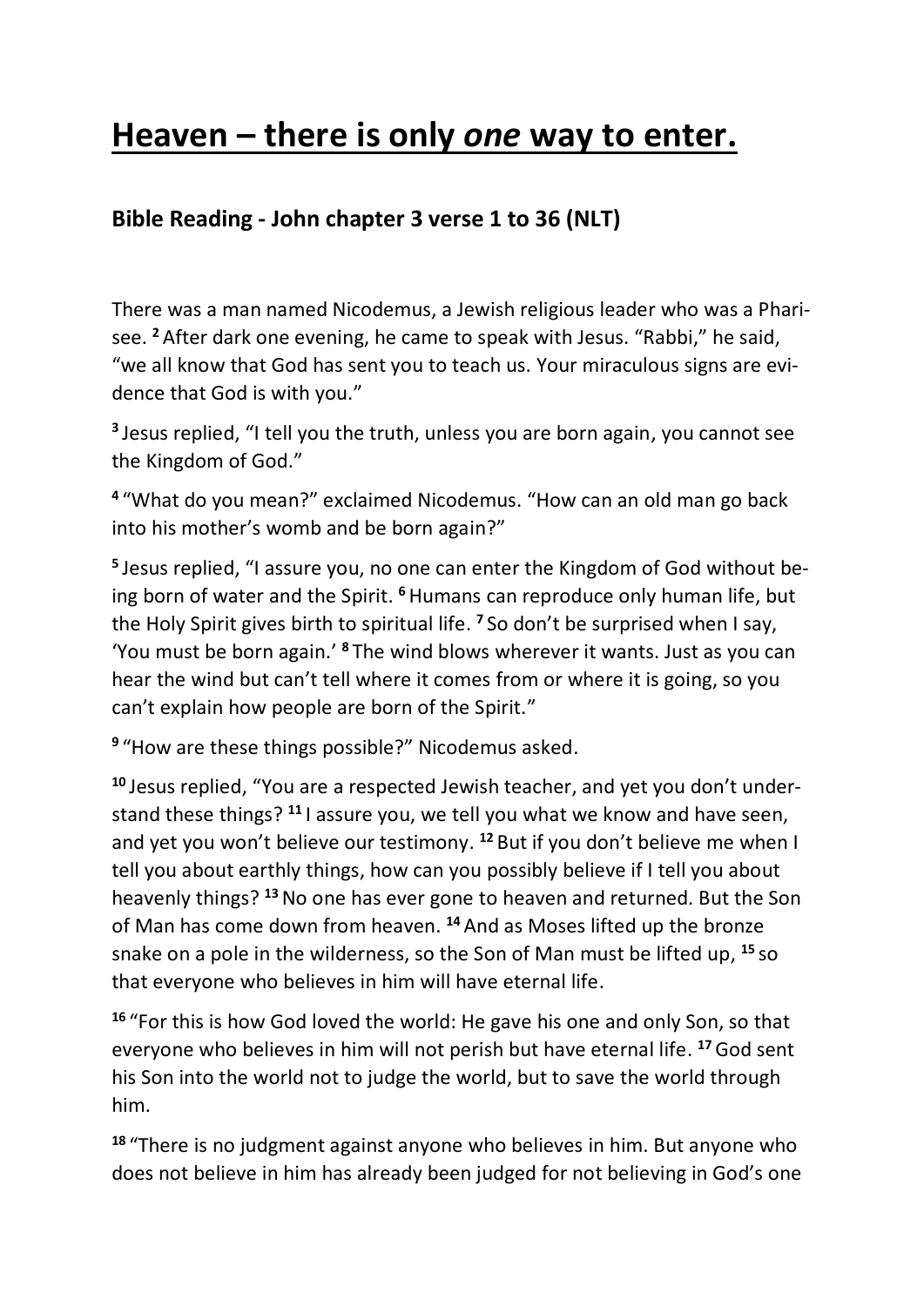# Heaven – there is only *one* way to enter.

## Bible Reading - John chapter 3 verse 1 to 36 (NLT)

There was a man named Nicodemus, a Jewish religious leader who was a Pharisee. [2] After dark one evening, he came to speak with Jesus. "Rabbi," he said, "we all know that God has sent you to teach us. Your miraculous signs are evidence that God is with you."

[3] Jesus replied, "I tell you the truth, unless you are born again, you cannot see the Kingdom of God."

[4] "What do you mean?" exclaimed Nicodemus. "How can an old man go back into his mother's womb and be born again?"

[5] Jesus replied, "I assure you, no one can enter the Kingdom of God without being born of water and the Spirit. [6] Humans can reproduce only human life, but the Holy Spirit gives birth to spiritual life. [7] So don't be surprised when I say, 'You must be born again.' [8] The wind blows wherever it wants. Just as you can hear the wind but can't tell where it comes from or where it is going, so you can't explain how people are born of the Spirit."

[9] "How are these things possible?" Nicodemus asked.

[10] Jesus replied, "You are a respected Jewish teacher, and yet you don't understand these things? [11] I assure you, we tell you what we know and have seen, and yet you won't believe our testimony. [12] But if you don't believe me when I tell you about earthly things, how can you possibly believe if I tell you about heavenly things? [13] No one has ever gone to heaven and returned. But the Son of Man has come down from heaven. [14] And as Moses lifted up the bronze snake on a pole in the wilderness, so the Son of Man must be lifted up, [15] so that everyone who believes in him will have eternal life.

[16] "For this is how God loved the world: He gave his one and only Son, so that everyone who believes in him will not perish but have eternal life. [17] God sent his Son into the world not to judge the world, but to save the world through him.

[18] "There is no judgment against anyone who believes in him. But anyone who does not believe in him has already been judged for not believing in God's one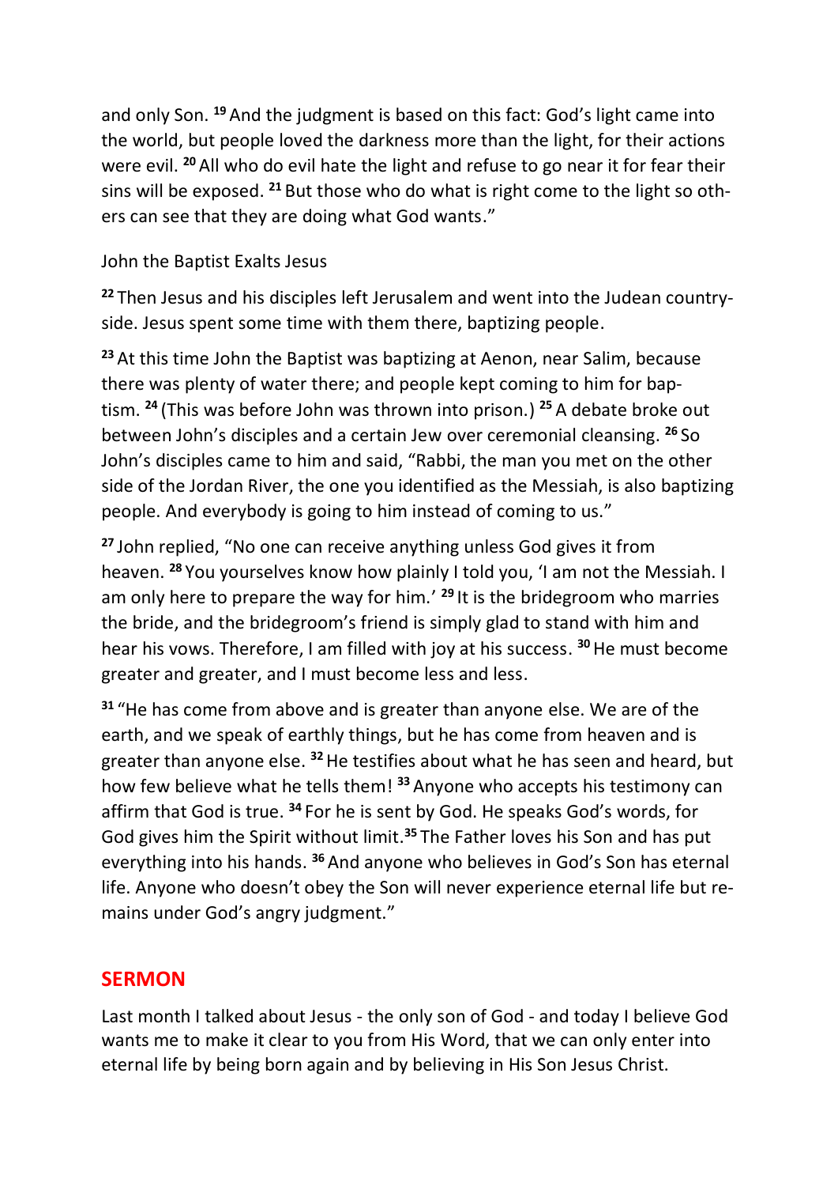and only Son. [19] And the judgment is based on this fact: God's light came into the world, but people loved the darkness more than the light, for their actions were evil. [20] All who do evil hate the light and refuse to go near it for fear their sins will be exposed. [21] But those who do what is right come to the light so others can see that they are doing what God wants."

John the Baptist Exalts Jesus

[22] Then Jesus and his disciples left Jerusalem and went into the Judean countryside. Jesus spent some time with them there, baptizing people.

[23] At this time John the Baptist was baptizing at Aenon, near Salim, because there was plenty of water there; and people kept coming to him for baptism. [24] (This was before John was thrown into prison.) [25] A debate broke out between John's disciples and a certain Jew over ceremonial cleansing. [26] So John's disciples came to him and said, "Rabbi, the man you met on the other side of the Jordan River, the one you identified as the Messiah, is also baptizing people. And everybody is going to him instead of coming to us."

[27] John replied, "No one can receive anything unless God gives it from heaven. [28] You yourselves know how plainly I told you, 'I am not the Messiah. I am only here to prepare the way for him.' [29] It is the bridegroom who marries the bride, and the bridegroom's friend is simply glad to stand with him and hear his vows. Therefore, I am filled with joy at his success. [30] He must become greater and greater, and I must become less and less.

[31] "He has come from above and is greater than anyone else. We are of the earth, and we speak of earthly things, but he has come from heaven and is greater than anyone else. [32] He testifies about what he has seen and heard, but how few believe what he tells them! [33] Anyone who accepts his testimony can affirm that God is true. [34] For he is sent by God. He speaks God's words, for God gives him the Spirit without limit.[35] The Father loves his Son and has put everything into his hands. [36] And anyone who believes in God's Son has eternal life. Anyone who doesn't obey the Son will never experience eternal life but remains under God's angry judgment."

## SERMON

Last month I talked about Jesus - the only son of God - and today I believe God wants me to make it clear to you from His Word, that we can only enter into eternal life by being born again and by believing in His Son Jesus Christ.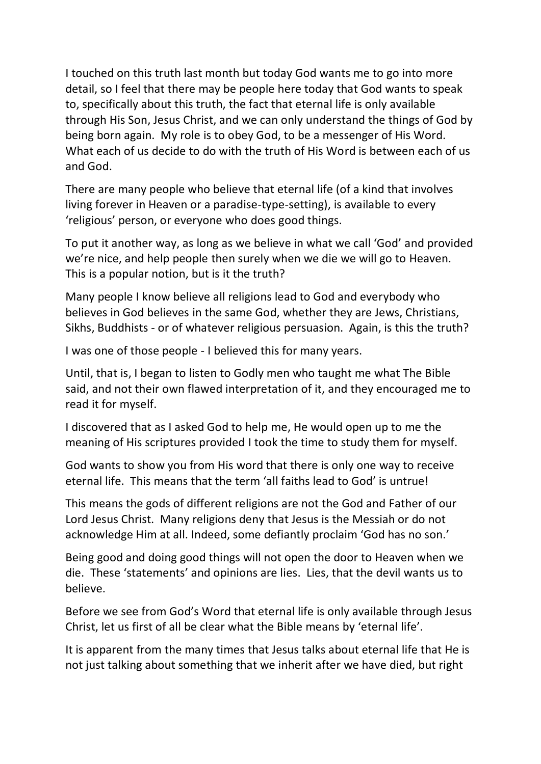I touched on this truth last month but today God wants me to go into more detail, so I feel that there may be people here today that God wants to speak to, specifically about this truth, the fact that eternal life is only available through His Son, Jesus Christ, and we can only understand the things of God by being born again. My role is to obey God, to be a messenger of His Word. What each of us decide to do with the truth of His Word is between each of us and God.

There are many people who believe that eternal life (of a kind that involves living forever in Heaven or a paradise-type-setting), is available to every 'religious' person, or everyone who does good things.

To put it another way, as long as we believe in what we call 'God' and provided we're nice, and help people then surely when we die we will go to Heaven. This is a popular notion, but is it the truth?

Many people I know believe all religions lead to God and everybody who believes in God believes in the same God, whether they are Jews, Christians, Sikhs, Buddhists - or of whatever religious persuasion. Again, is this the truth?

I was one of those people - I believed this for many years.

Until, that is, I began to listen to Godly men who taught me what The Bible said, and not their own flawed interpretation of it, and they encouraged me to read it for myself.

I discovered that as I asked God to help me, He would open up to me the meaning of His scriptures provided I took the time to study them for myself.

God wants to show you from His word that there is only one way to receive eternal life. This means that the term 'all faiths lead to God' is untrue!

This means the gods of different religions are not the God and Father of our Lord Jesus Christ. Many religions deny that Jesus is the Messiah or do not acknowledge Him at all. Indeed, some defiantly proclaim 'God has no son.'

Being good and doing good things will not open the door to Heaven when we die. These 'statements' and opinions are lies. Lies, that the devil wants us to believe.

Before we see from God's Word that eternal life is only available through Jesus Christ, let us first of all be clear what the Bible means by 'eternal life'.

It is apparent from the many times that Jesus talks about eternal life that He is not just talking about something that we inherit after we have died, but right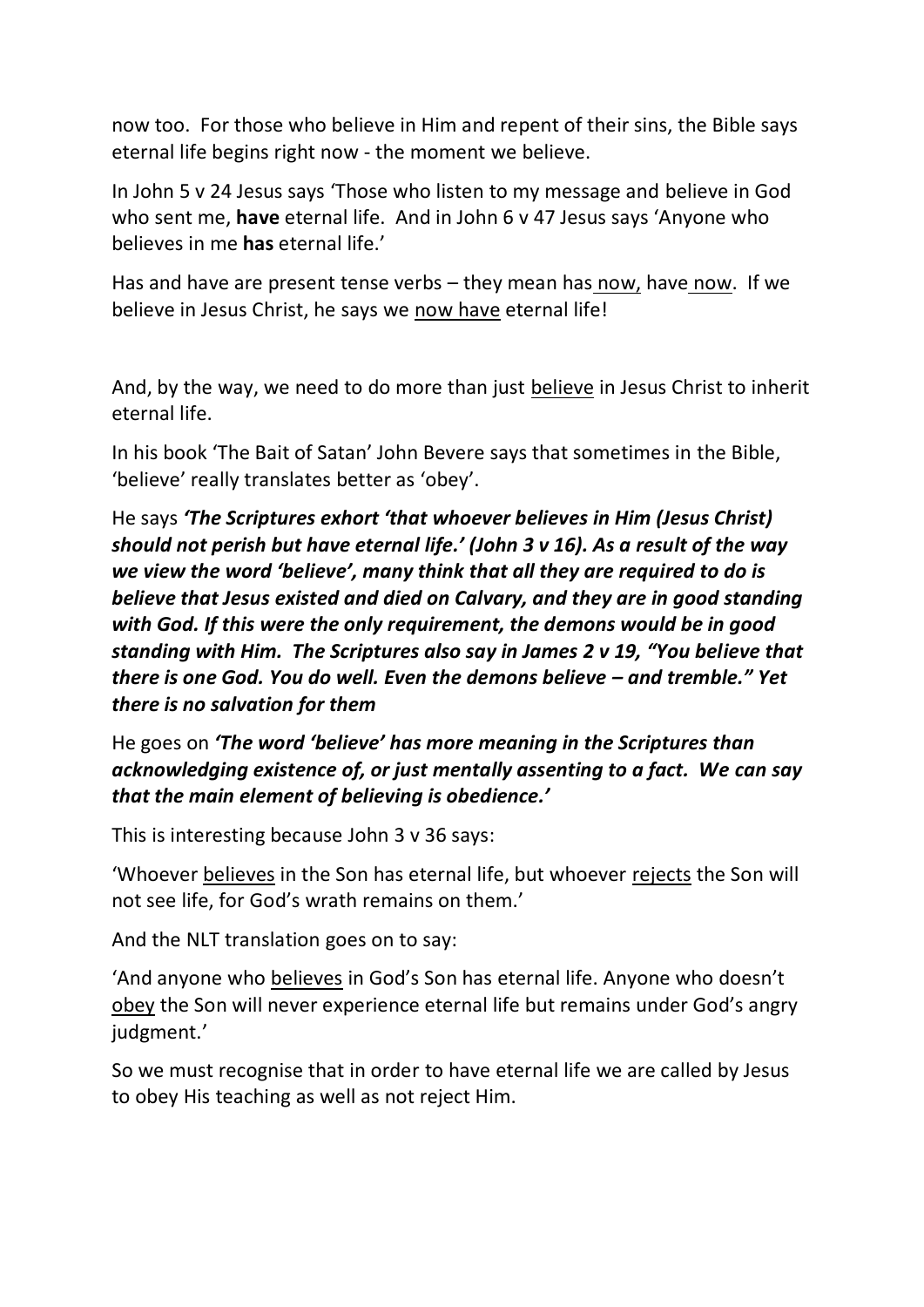now too. For those who believe in Him and repent of their sins, the Bible says eternal life begins right now - the moment we believe.

In John 5 v 24 Jesus says 'Those who listen to my message and believe in God who sent me, **have** eternal life. And in John 6 v 47 Jesus says 'Anyone who believes in me **has** eternal life.'

Has and have are present tense verbs – they mean has <u>now,</u> have <u>now</u>. If we believe in Jesus Christ, he says we <u>now have</u> eternal life!

And, by the way, we need to do more than just <u>believe</u> in Jesus Christ to inherit eternal life.

In his book 'The Bait of Satan' John Bevere says that sometimes in the Bible, 'believe' really translates better as 'obey'.

He says ***'The Scriptures exhort 'that whoever believes in Him (Jesus Christ) should not perish but have eternal life.' (John 3 v 16). As a result of the way we view the word 'believe', many think that all they are required to do is believe that Jesus existed and died on Calvary, and they are in good standing with God. If this were the only requirement, the demons would be in good standing with Him. The Scriptures also say in James 2 v 19, "You believe that there is one God. You do well. Even the demons believe – and tremble." Yet there is no salvation for them***

He goes on ***'The word 'believe' has more meaning in the Scriptures than acknowledging existence of, or just mentally assenting to a fact. We can say that the main element of believing is obedience.'***

This is interesting because John 3 v 36 says:

'Whoever <u>believes</u> in the Son has eternal life, but whoever <u>rejects</u> the Son will not see life, for God's wrath remains on them.'

And the NLT translation goes on to say:

'And anyone who <u>believes</u> in God's Son has eternal life. Anyone who doesn't <u>obey</u> the Son will never experience eternal life but remains under God's angry judgment.'

So we must recognise that in order to have eternal life we are called by Jesus to obey His teaching as well as not reject Him.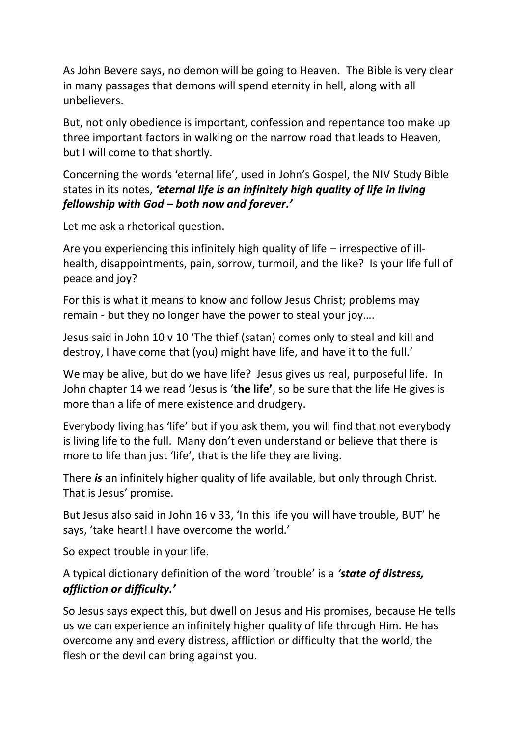As John Bevere says, no demon will be going to Heaven. The Bible is very clear in many passages that demons will spend eternity in hell, along with all unbelievers.

But, not only obedience is important, confession and repentance too make up three important factors in walking on the narrow road that leads to Heaven, but I will come to that shortly.

Concerning the words 'eternal life', used in John's Gospel, the NIV Study Bible states in its notes, ***'eternal life is an infinitely high quality of life in living fellowship with God – both now and forever.'***

Let me ask a rhetorical question.

Are you experiencing this infinitely high quality of life – irrespective of ill-health, disappointments, pain, sorrow, turmoil, and the like? Is your life full of peace and joy?

For this is what it means to know and follow Jesus Christ; problems may remain - but they no longer have the power to steal your joy….

Jesus said in John 10 v 10 'The thief (satan) comes only to steal and kill and destroy, I have come that (you) might have life, and have it to the full.'

We may be alive, but do we have life? Jesus gives us real, purposeful life. In John chapter 14 we read 'Jesus is '**the life'**, so be sure that the life He gives is more than a life of mere existence and drudgery.

Everybody living has 'life' but if you ask them, you will find that not everybody is living life to the full. Many don't even understand or believe that there is more to life than just 'life', that is the life they are living.

There ***is*** an infinitely higher quality of life available, but only through Christ. That is Jesus' promise.

But Jesus also said in John 16 v 33, 'In this life you will have trouble, BUT' he says, 'take heart! I have overcome the world.'

So expect trouble in your life.

A typical dictionary definition of the word 'trouble' is a ***'state of distress, affliction or difficulty.'***

So Jesus says expect this, but dwell on Jesus and His promises, because He tells us we can experience an infinitely higher quality of life through Him. He has overcome any and every distress, affliction or difficulty that the world, the flesh or the devil can bring against you.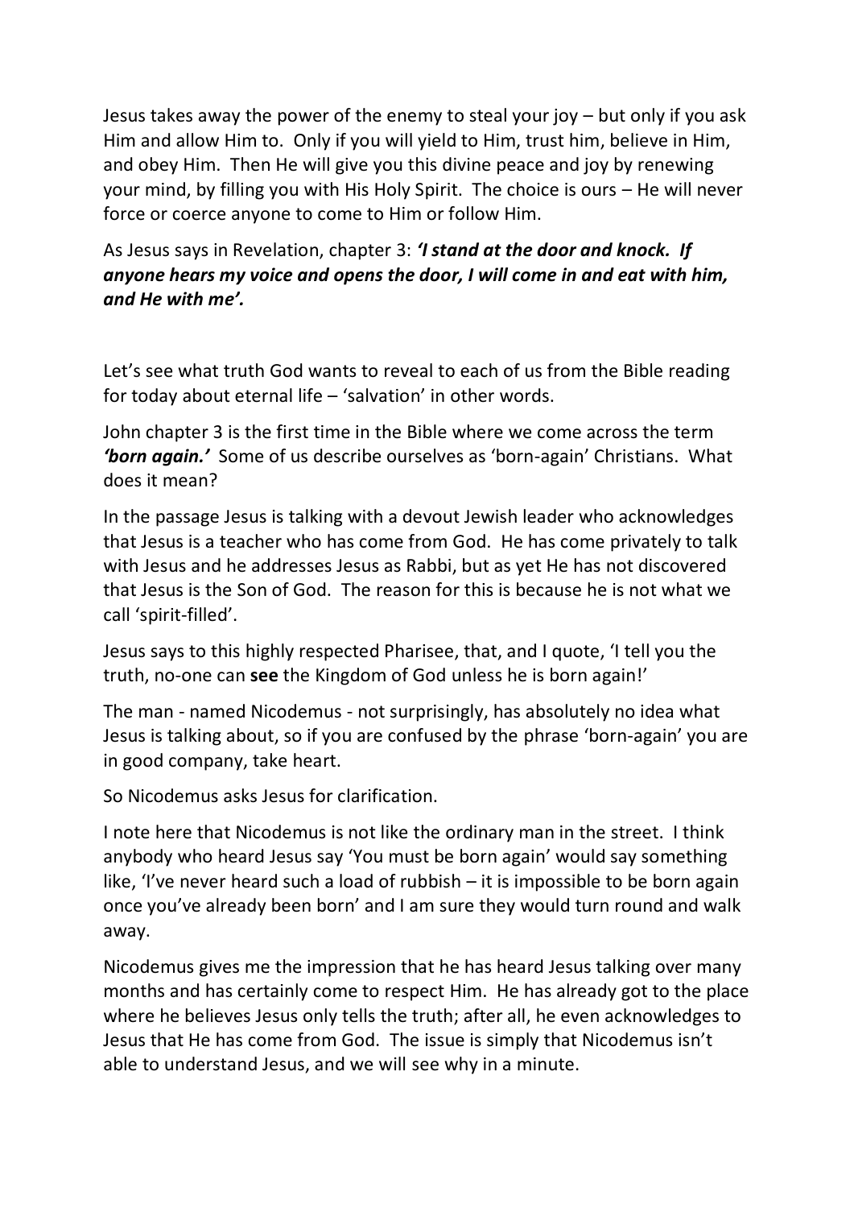Jesus takes away the power of the enemy to steal your joy – but only if you ask Him and allow Him to. Only if you will yield to Him, trust him, believe in Him, and obey Him. Then He will give you this divine peace and joy by renewing your mind, by filling you with His Holy Spirit. The choice is ours – He will never force or coerce anyone to come to Him or follow Him.

As Jesus says in Revelation, chapter 3: ***'I stand at the door and knock. If anyone hears my voice and opens the door, I will come in and eat with him, and He with me'.***

Let's see what truth God wants to reveal to each of us from the Bible reading for today about eternal life – 'salvation' in other words.

John chapter 3 is the first time in the Bible where we come across the term ***'born again.'*** Some of us describe ourselves as 'born-again' Christians. What does it mean?

In the passage Jesus is talking with a devout Jewish leader who acknowledges that Jesus is a teacher who has come from God. He has come privately to talk with Jesus and he addresses Jesus as Rabbi, but as yet He has not discovered that Jesus is the Son of God. The reason for this is because he is not what we call 'spirit-filled'.

Jesus says to this highly respected Pharisee, that, and I quote, 'I tell you the truth, no-one can **see** the Kingdom of God unless he is born again!'

The man - named Nicodemus - not surprisingly, has absolutely no idea what Jesus is talking about, so if you are confused by the phrase 'born-again' you are in good company, take heart.

So Nicodemus asks Jesus for clarification.

I note here that Nicodemus is not like the ordinary man in the street. I think anybody who heard Jesus say 'You must be born again' would say something like, 'I've never heard such a load of rubbish – it is impossible to be born again once you've already been born' and I am sure they would turn round and walk away.

Nicodemus gives me the impression that he has heard Jesus talking over many months and has certainly come to respect Him. He has already got to the place where he believes Jesus only tells the truth; after all, he even acknowledges to Jesus that He has come from God. The issue is simply that Nicodemus isn't able to understand Jesus, and we will see why in a minute.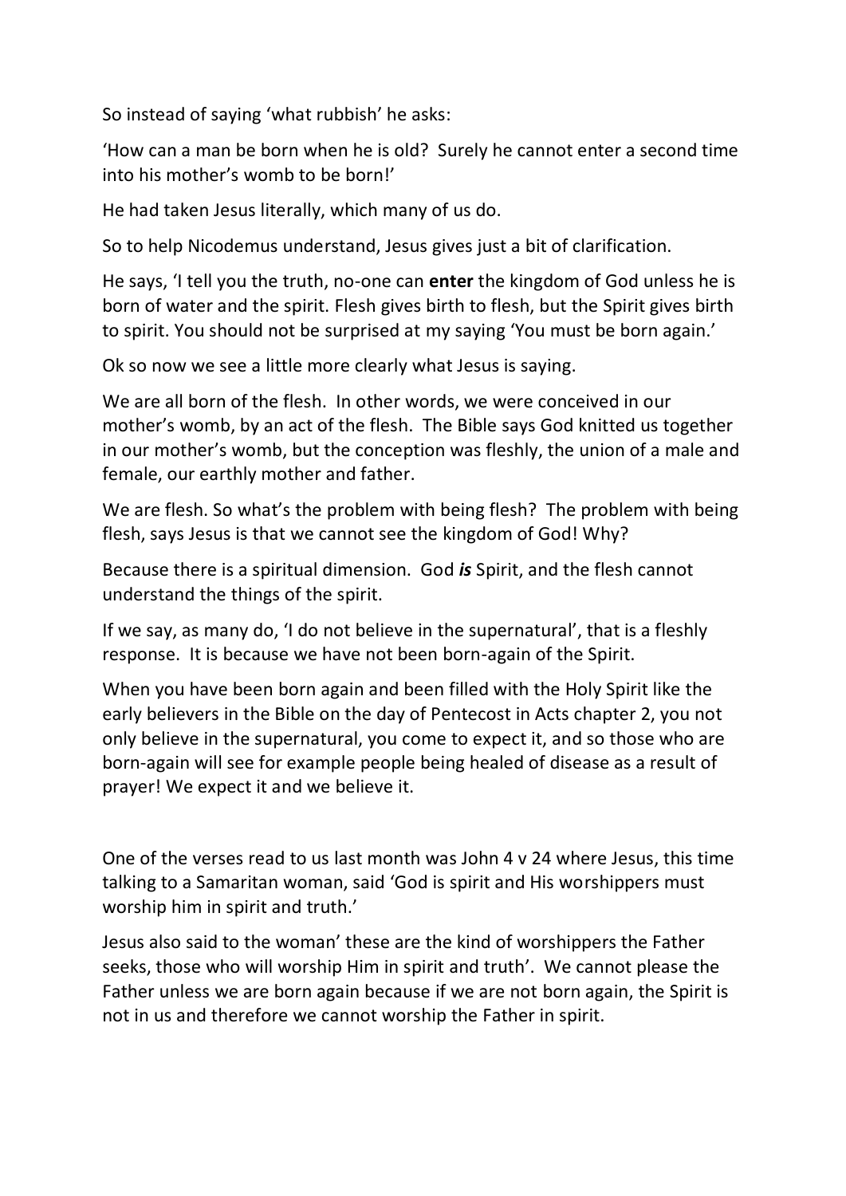So instead of saying 'what rubbish' he asks:

'How can a man be born when he is old? Surely he cannot enter a second time into his mother's womb to be born!'

He had taken Jesus literally, which many of us do.

So to help Nicodemus understand, Jesus gives just a bit of clarification.

He says, 'I tell you the truth, no-one can **enter** the kingdom of God unless he is born of water and the spirit. Flesh gives birth to flesh, but the Spirit gives birth to spirit. You should not be surprised at my saying 'You must be born again.'

Ok so now we see a little more clearly what Jesus is saying.

We are all born of the flesh. In other words, we were conceived in our mother's womb, by an act of the flesh. The Bible says God knitted us together in our mother's womb, but the conception was fleshly, the union of a male and female, our earthly mother and father.

We are flesh. So what's the problem with being flesh? The problem with being flesh, says Jesus is that we cannot see the kingdom of God! Why?

Because there is a spiritual dimension. God ***is*** Spirit, and the flesh cannot understand the things of the spirit.

If we say, as many do, 'I do not believe in the supernatural', that is a fleshly response. It is because we have not been born-again of the Spirit.

When you have been born again and been filled with the Holy Spirit like the early believers in the Bible on the day of Pentecost in Acts chapter 2, you not only believe in the supernatural, you come to expect it, and so those who are born-again will see for example people being healed of disease as a result of prayer! We expect it and we believe it.

One of the verses read to us last month was John 4 v 24 where Jesus, this time talking to a Samaritan woman, said 'God is spirit and His worshippers must worship him in spirit and truth.'

Jesus also said to the woman' these are the kind of worshippers the Father seeks, those who will worship Him in spirit and truth'. We cannot please the Father unless we are born again because if we are not born again, the Spirit is not in us and therefore we cannot worship the Father in spirit.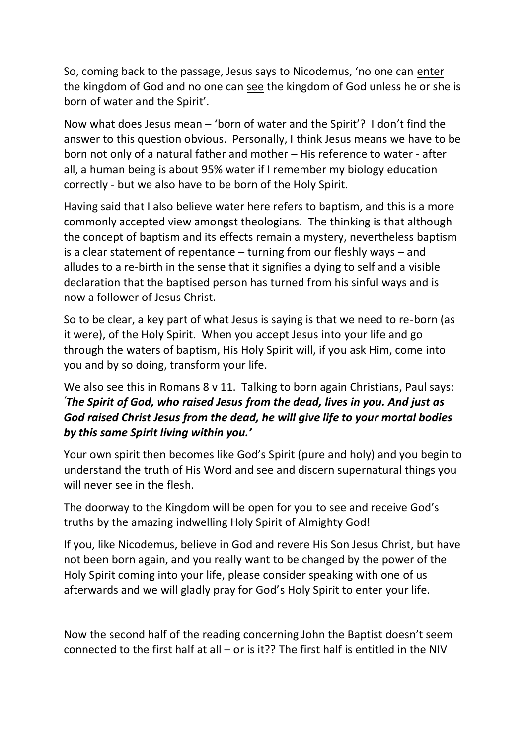So, coming back to the passage, Jesus says to Nicodemus, 'no one can <u>enter</u> the kingdom of God and no one can <u>see</u> the kingdom of God unless he or she is born of water and the Spirit'.

Now what does Jesus mean – 'born of water and the Spirit'? I don't find the answer to this question obvious. Personally, I think Jesus means we have to be born not only of a natural father and mother – His reference to water - after all, a human being is about 95% water if I remember my biology education correctly - but we also have to be born of the Holy Spirit.

Having said that I also believe water here refers to baptism, and this is a more commonly accepted view amongst theologians. The thinking is that although the concept of baptism and its effects remain a mystery, nevertheless baptism is a clear statement of repentance – turning from our fleshly ways – and alludes to a re-birth in the sense that it signifies a dying to self and a visible declaration that the baptised person has turned from his sinful ways and is now a follower of Jesus Christ.

So to be clear, a key part of what Jesus is saying is that we need to re-born (as it were), of the Holy Spirit. When you accept Jesus into your life and go through the waters of baptism, His Holy Spirit will, if you ask Him, come into you and by so doing, transform your life.

We also see this in Romans 8 v 11. Talking to born again Christians, Paul says: ***'The Spirit of God, who raised Jesus from the dead, lives in you. And just as God raised Christ Jesus from the dead, he will give life to your mortal bodies by this same Spirit living within you.'***

Your own spirit then becomes like God's Spirit (pure and holy) and you begin to understand the truth of His Word and see and discern supernatural things you will never see in the flesh.

The doorway to the Kingdom will be open for you to see and receive God's truths by the amazing indwelling Holy Spirit of Almighty God!

If you, like Nicodemus, believe in God and revere His Son Jesus Christ, but have not been born again, and you really want to be changed by the power of the Holy Spirit coming into your life, please consider speaking with one of us afterwards and we will gladly pray for God's Holy Spirit to enter your life.

Now the second half of the reading concerning John the Baptist doesn't seem connected to the first half at all – or is it?? The first half is entitled in the NIV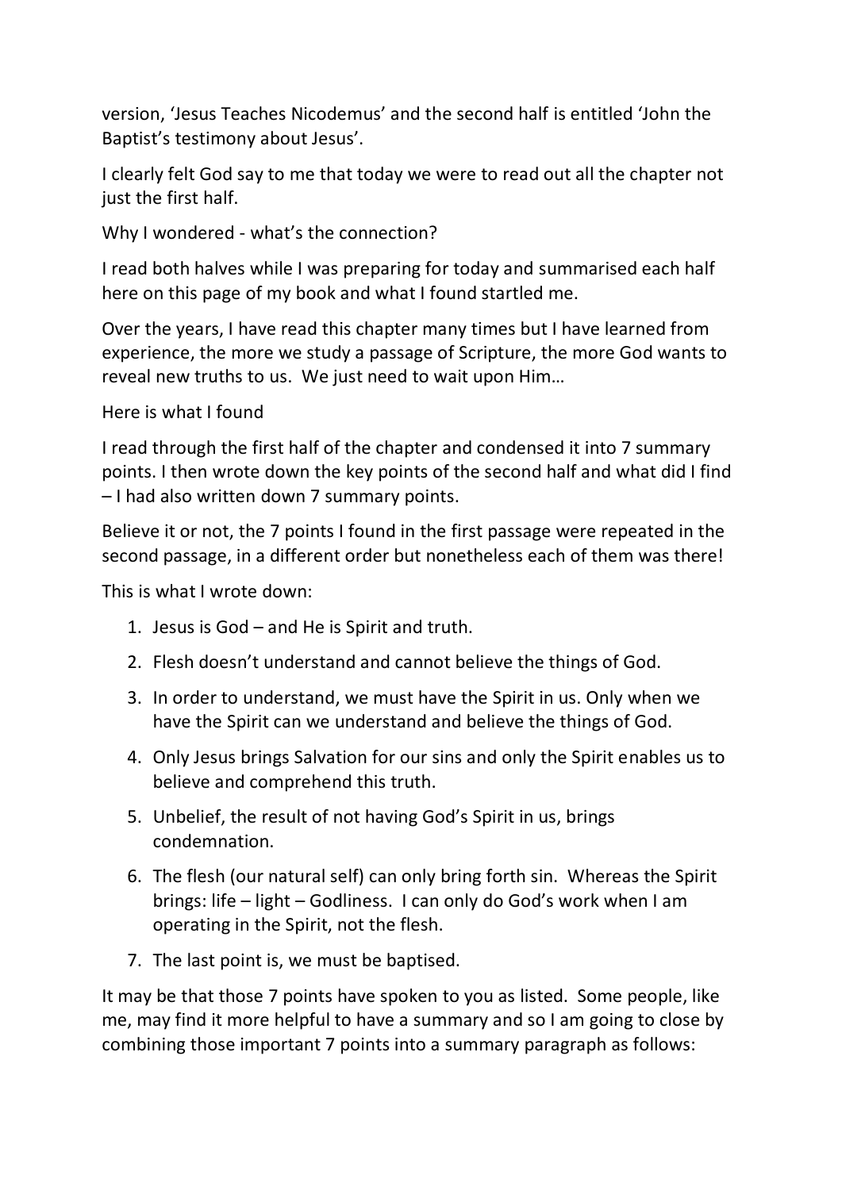version, 'Jesus Teaches Nicodemus' and the second half is entitled 'John the Baptist's testimony about Jesus'.

I clearly felt God say to me that today we were to read out all the chapter not just the first half.

Why I wondered - what's the connection?

I read both halves while I was preparing for today and summarised each half here on this page of my book and what I found startled me.

Over the years, I have read this chapter many times but I have learned from experience, the more we study a passage of Scripture, the more God wants to reveal new truths to us. We just need to wait upon Him…

Here is what I found

I read through the first half of the chapter and condensed it into 7 summary points. I then wrote down the key points of the second half and what did I find – I had also written down 7 summary points.

Believe it or not, the 7 points I found in the first passage were repeated in the second passage, in a different order but nonetheless each of them was there!

This is what I wrote down:

1. Jesus is God – and He is Spirit and truth.
2. Flesh doesn't understand and cannot believe the things of God.
3. In order to understand, we must have the Spirit in us. Only when we have the Spirit can we understand and believe the things of God.
4. Only Jesus brings Salvation for our sins and only the Spirit enables us to believe and comprehend this truth.
5. Unbelief, the result of not having God's Spirit in us, brings condemnation.
6. The flesh (our natural self) can only bring forth sin. Whereas the Spirit brings: life – light – Godliness. I can only do God's work when I am operating in the Spirit, not the flesh.
7. The last point is, we must be baptised.

It may be that those 7 points have spoken to you as listed. Some people, like me, may find it more helpful to have a summary and so I am going to close by combining those important 7 points into a summary paragraph as follows: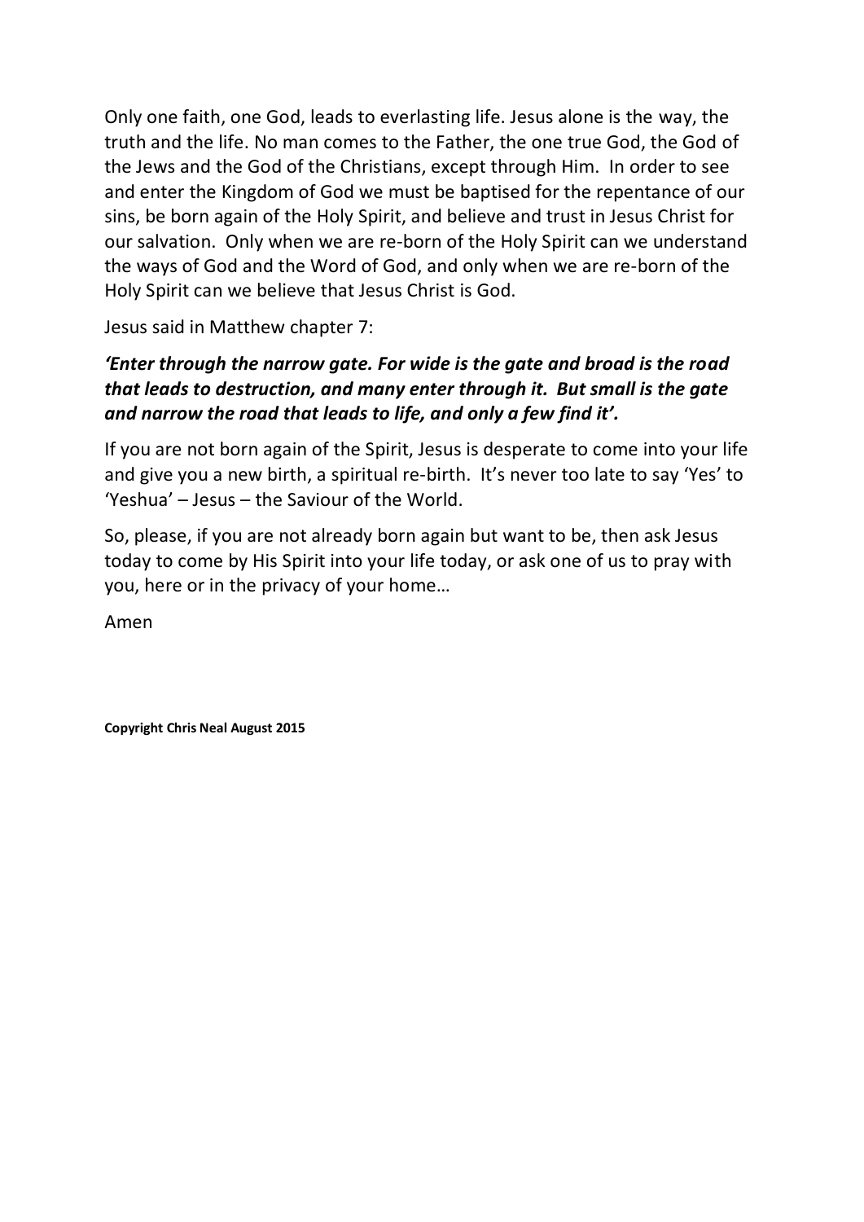Only one faith, one God, leads to everlasting life. Jesus alone is the way, the truth and the life. No man comes to the Father, the one true God, the God of the Jews and the God of the Christians, except through Him. In order to see and enter the Kingdom of God we must be baptised for the repentance of our sins, be born again of the Holy Spirit, and believe and trust in Jesus Christ for our salvation. Only when we are re-born of the Holy Spirit can we understand the ways of God and the Word of God, and only when we are re-born of the Holy Spirit can we believe that Jesus Christ is God.

Jesus said in Matthew chapter 7:

***'Enter through the narrow gate. For wide is the gate and broad is the road that leads to destruction, and many enter through it. But small is the gate and narrow the road that leads to life, and only a few find it'.***

If you are not born again of the Spirit, Jesus is desperate to come into your life and give you a new birth, a spiritual re-birth. It's never too late to say 'Yes' to 'Yeshua' – Jesus – the Saviour of the World.

So, please, if you are not already born again but want to be, then ask Jesus today to come by His Spirit into your life today, or ask one of us to pray with you, here or in the privacy of your home…

Amen

**Copyright Chris Neal August 2015**